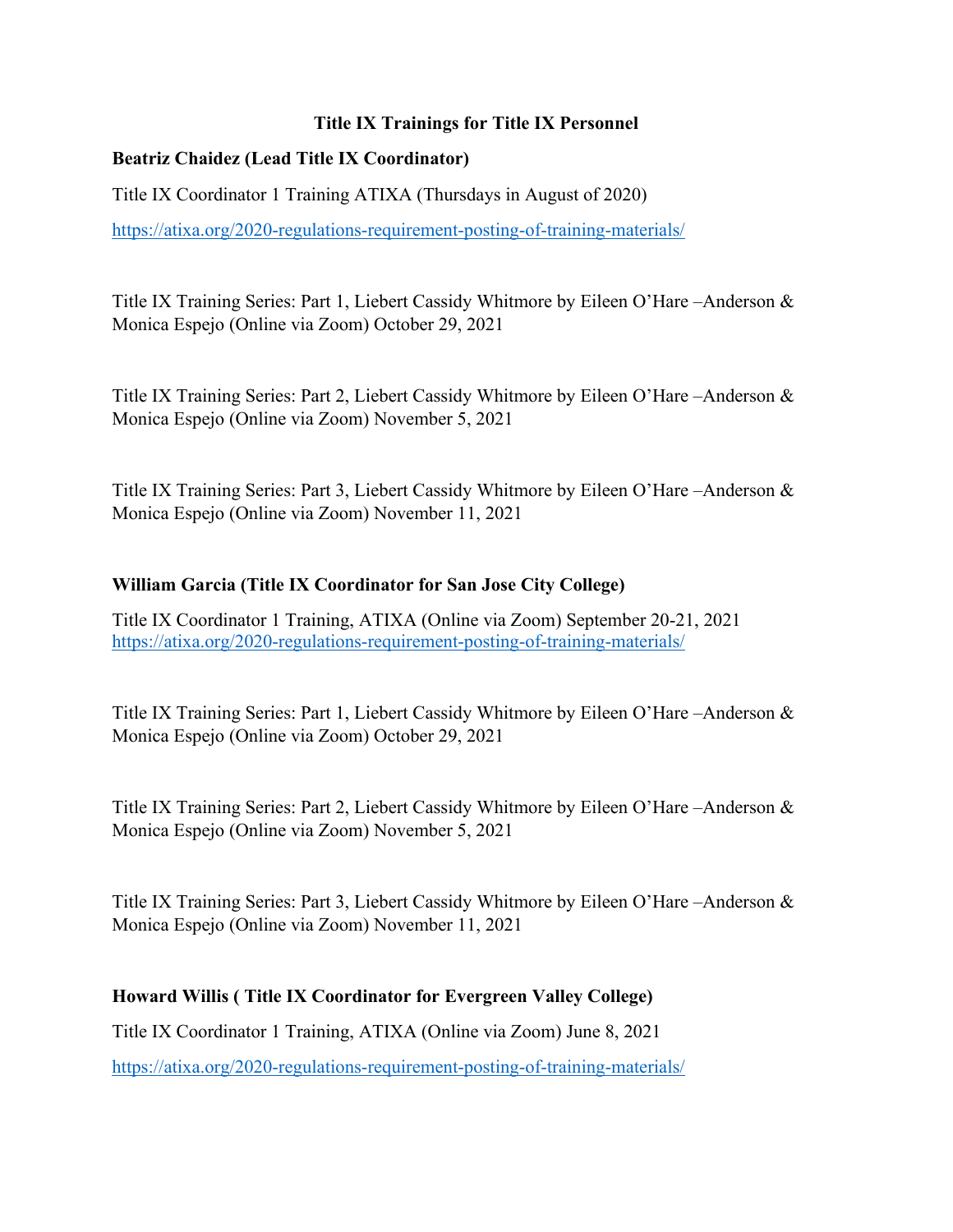# Title IX Trainings for Title IX Personnel

**Beatriz Chaidez (Lead Title IX Coordinator)**

Title IX Coordinator 1 Training ATIXA (Thursdays in August of 2020)

https://atixa.org/2020-regulations-requirement-posting-of-training-materials/

Title IX Training Series: Part 1, Liebert Cassidy Whitmore by Eileen O'Hare –Anderson & Monica Espejo (Online via Zoom) October 29, 2021

Title IX Training Series: Part 2, Liebert Cassidy Whitmore by Eileen O'Hare –Anderson & Monica Espejo (Online via Zoom) November 5, 2021

Title IX Training Series: Part 3, Liebert Cassidy Whitmore by Eileen O'Hare –Anderson & Monica Espejo (Online via Zoom) November 11, 2021

**William Garcia (Title IX Coordinator for San Jose City College)**

Title IX Coordinator 1 Training, ATIXA (Online via Zoom) September 20-21, 2021
https://atixa.org/2020-regulations-requirement-posting-of-training-materials/

Title IX Training Series: Part 1, Liebert Cassidy Whitmore by Eileen O'Hare –Anderson & Monica Espejo (Online via Zoom) October 29, 2021

Title IX Training Series: Part 2, Liebert Cassidy Whitmore by Eileen O'Hare –Anderson & Monica Espejo (Online via Zoom) November 5, 2021

Title IX Training Series: Part 3, Liebert Cassidy Whitmore by Eileen O'Hare –Anderson & Monica Espejo (Online via Zoom) November 11, 2021

**Howard Willis ( Title IX Coordinator for Evergreen Valley College)**

Title IX Coordinator 1 Training, ATIXA (Online via Zoom) June 8, 2021

https://atixa.org/2020-regulations-requirement-posting-of-training-materials/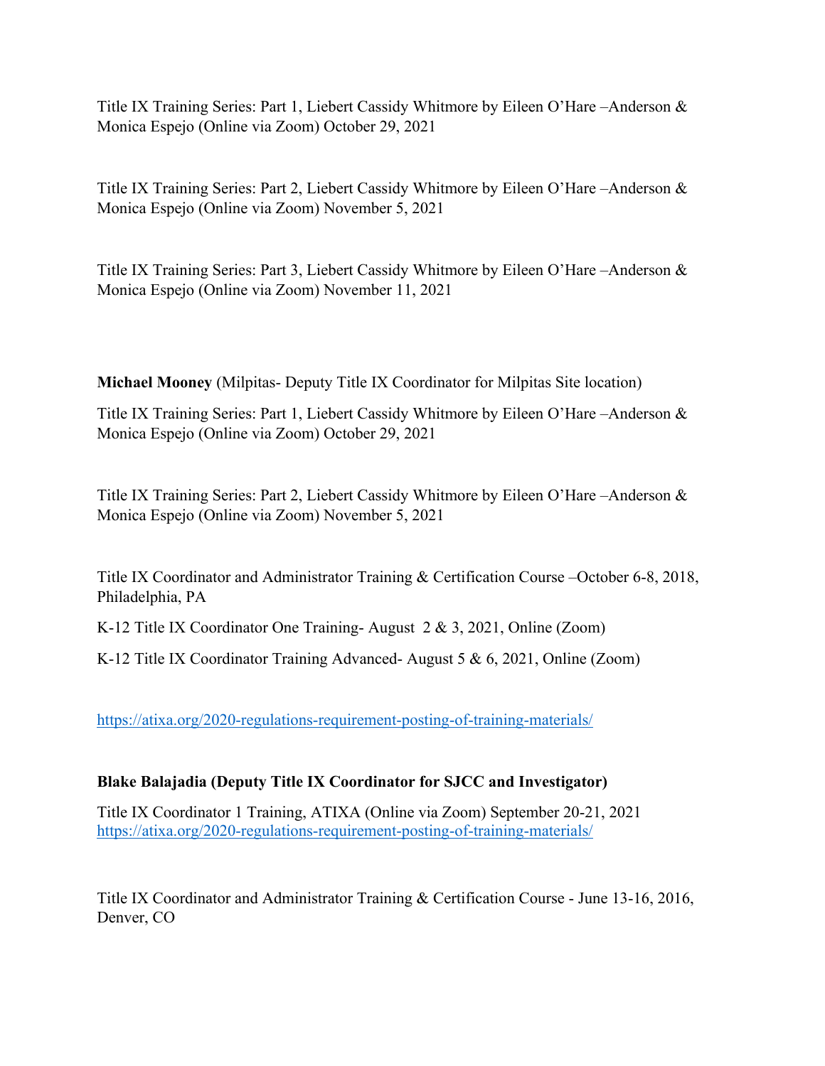Title IX Training Series: Part 1, Liebert Cassidy Whitmore by Eileen O'Hare –Anderson & Monica Espejo (Online via Zoom) October 29, 2021

Title IX Training Series: Part 2, Liebert Cassidy Whitmore by Eileen O'Hare –Anderson & Monica Espejo (Online via Zoom) November 5, 2021

Title IX Training Series: Part 3, Liebert Cassidy Whitmore by Eileen O'Hare –Anderson & Monica Espejo (Online via Zoom) November 11, 2021

**Michael Mooney** (Milpitas- Deputy Title IX Coordinator for Milpitas Site location)

Title IX Training Series: Part 1, Liebert Cassidy Whitmore by Eileen O'Hare –Anderson & Monica Espejo (Online via Zoom) October 29, 2021

Title IX Training Series: Part 2, Liebert Cassidy Whitmore by Eileen O'Hare –Anderson & Monica Espejo (Online via Zoom) November 5, 2021

Title IX Coordinator and Administrator Training & Certification Course –October 6-8, 2018, Philadelphia, PA

K-12 Title IX Coordinator One Training- August 2 & 3, 2021, Online (Zoom)

K-12 Title IX Coordinator Training Advanced- August 5 & 6, 2021, Online (Zoom)

https://atixa.org/2020-regulations-requirement-posting-of-training-materials/

**Blake Balajadia (Deputy Title IX Coordinator for SJCC and Investigator)**

Title IX Coordinator 1 Training, ATIXA (Online via Zoom) September 20-21, 2021
https://atixa.org/2020-regulations-requirement-posting-of-training-materials/

Title IX Coordinator and Administrator Training & Certification Course - June 13-16, 2016, Denver, CO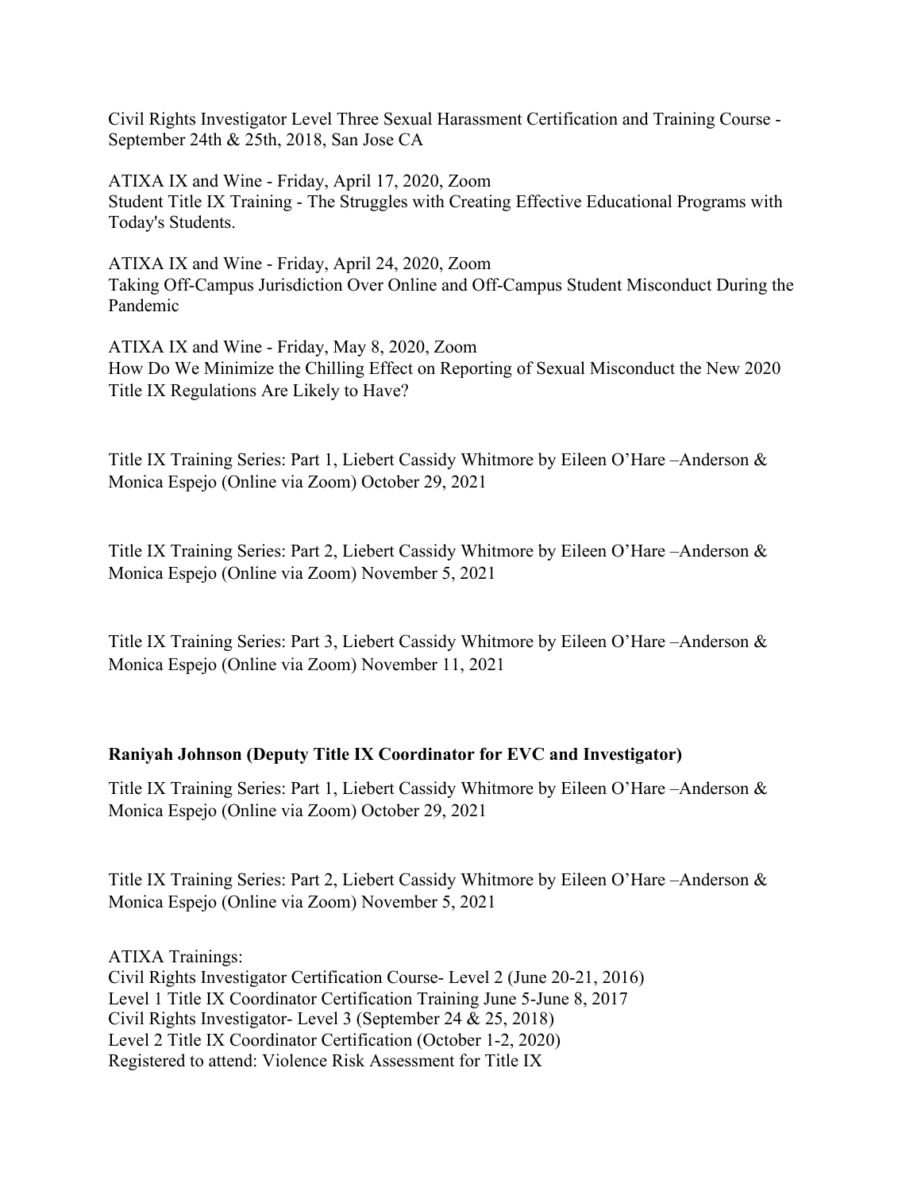Civil Rights Investigator Level Three Sexual Harassment Certification and Training Course - September 24th & 25th, 2018, San Jose CA

ATIXA IX and Wine - Friday, April 17, 2020, Zoom
Student Title IX Training - The Struggles with Creating Effective Educational Programs with Today's Students.

ATIXA IX and Wine - Friday, April 24, 2020, Zoom
Taking Off-Campus Jurisdiction Over Online and Off-Campus Student Misconduct During the Pandemic

ATIXA IX and Wine - Friday, May 8, 2020, Zoom
How Do We Minimize the Chilling Effect on Reporting of Sexual Misconduct the New 2020 Title IX Regulations Are Likely to Have?

Title IX Training Series: Part 1, Liebert Cassidy Whitmore by Eileen O'Hare –Anderson & Monica Espejo (Online via Zoom) October 29, 2021

Title IX Training Series: Part 2, Liebert Cassidy Whitmore by Eileen O'Hare –Anderson & Monica Espejo (Online via Zoom) November 5, 2021

Title IX Training Series: Part 3, Liebert Cassidy Whitmore by Eileen O'Hare –Anderson & Monica Espejo (Online via Zoom) November 11, 2021

**Raniyah Johnson (Deputy Title IX Coordinator for EVC and Investigator)**

Title IX Training Series: Part 1, Liebert Cassidy Whitmore by Eileen O'Hare –Anderson & Monica Espejo (Online via Zoom) October 29, 2021

Title IX Training Series: Part 2, Liebert Cassidy Whitmore by Eileen O'Hare –Anderson & Monica Espejo (Online via Zoom) November 5, 2021

ATIXA Trainings:
Civil Rights Investigator Certification Course- Level 2 (June 20-21, 2016)
Level 1 Title IX Coordinator Certification Training June 5-June 8, 2017
Civil Rights Investigator- Level 3 (September 24 & 25, 2018)
Level 2 Title IX Coordinator Certification (October 1-2, 2020)
Registered to attend: Violence Risk Assessment for Title IX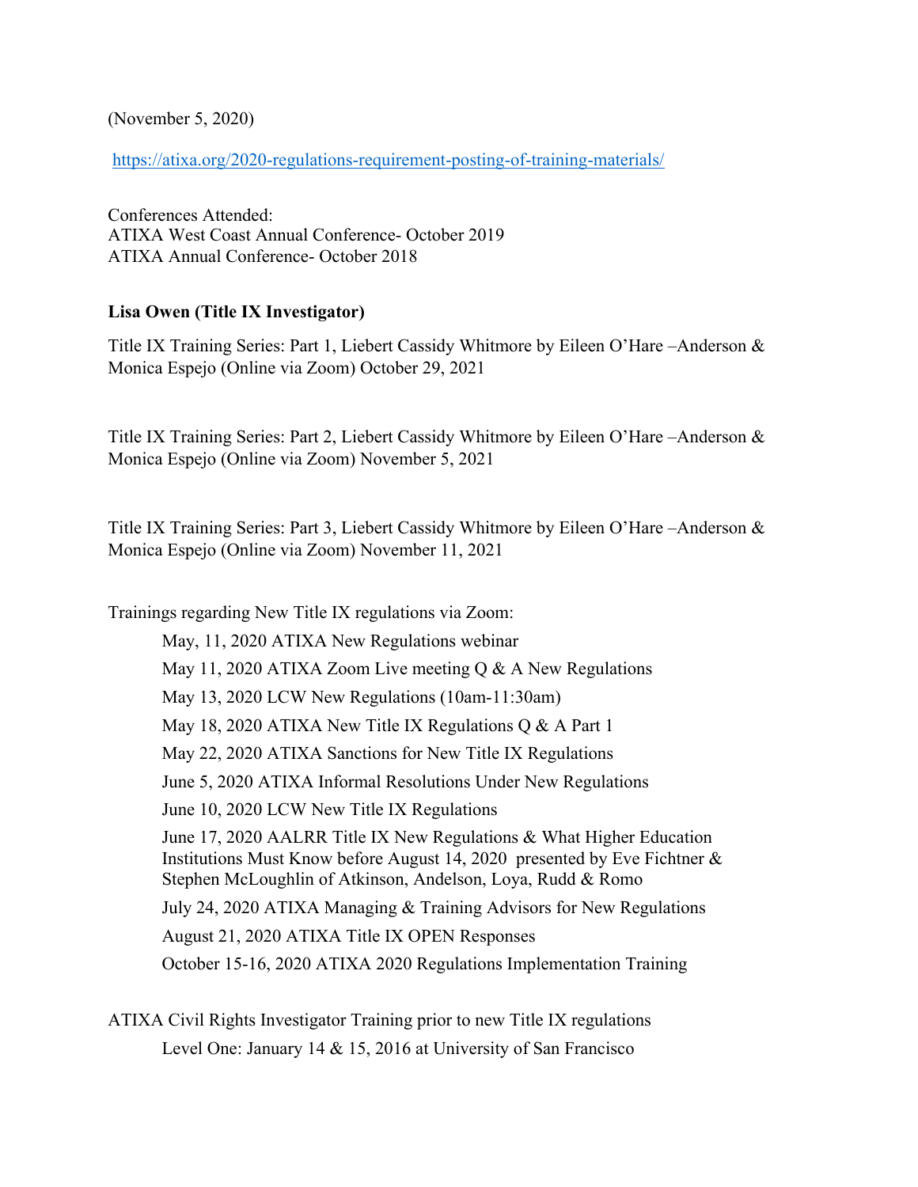(November 5, 2020)

https://atixa.org/2020-regulations-requirement-posting-of-training-materials/

Conferences Attended:
ATIXA West Coast Annual Conference- October 2019
ATIXA Annual Conference- October 2018

**Lisa Owen (Title IX Investigator)**

Title IX Training Series: Part 1, Liebert Cassidy Whitmore by Eileen O'Hare –Anderson & Monica Espejo (Online via Zoom) October 29, 2021

Title IX Training Series: Part 2, Liebert Cassidy Whitmore by Eileen O'Hare –Anderson & Monica Espejo (Online via Zoom) November 5, 2021

Title IX Training Series: Part 3, Liebert Cassidy Whitmore by Eileen O'Hare –Anderson & Monica Espejo (Online via Zoom) November 11, 2021

Trainings regarding New Title IX regulations via Zoom:

- May, 11, 2020 ATIXA New Regulations webinar
- May 11, 2020 ATIXA Zoom Live meeting Q & A New Regulations
- May 13, 2020 LCW New Regulations (10am-11:30am)
- May 18, 2020 ATIXA New Title IX Regulations Q & A Part 1
- May 22, 2020 ATIXA Sanctions for New Title IX Regulations
- June 5, 2020 ATIXA Informal Resolutions Under New Regulations
- June 10, 2020 LCW New Title IX Regulations
- June 17, 2020 AALRR Title IX New Regulations & What Higher Education Institutions Must Know before August 14, 2020 presented by Eve Fichtner & Stephen McLoughlin of Atkinson, Andelson, Loya, Rudd & Romo
- July 24, 2020 ATIXA Managing & Training Advisors for New Regulations
- August 21, 2020 ATIXA Title IX OPEN Responses
- October 15-16, 2020 ATIXA 2020 Regulations Implementation Training

ATIXA Civil Rights Investigator Training prior to new Title IX regulations

- Level One: January 14 & 15, 2016 at University of San Francisco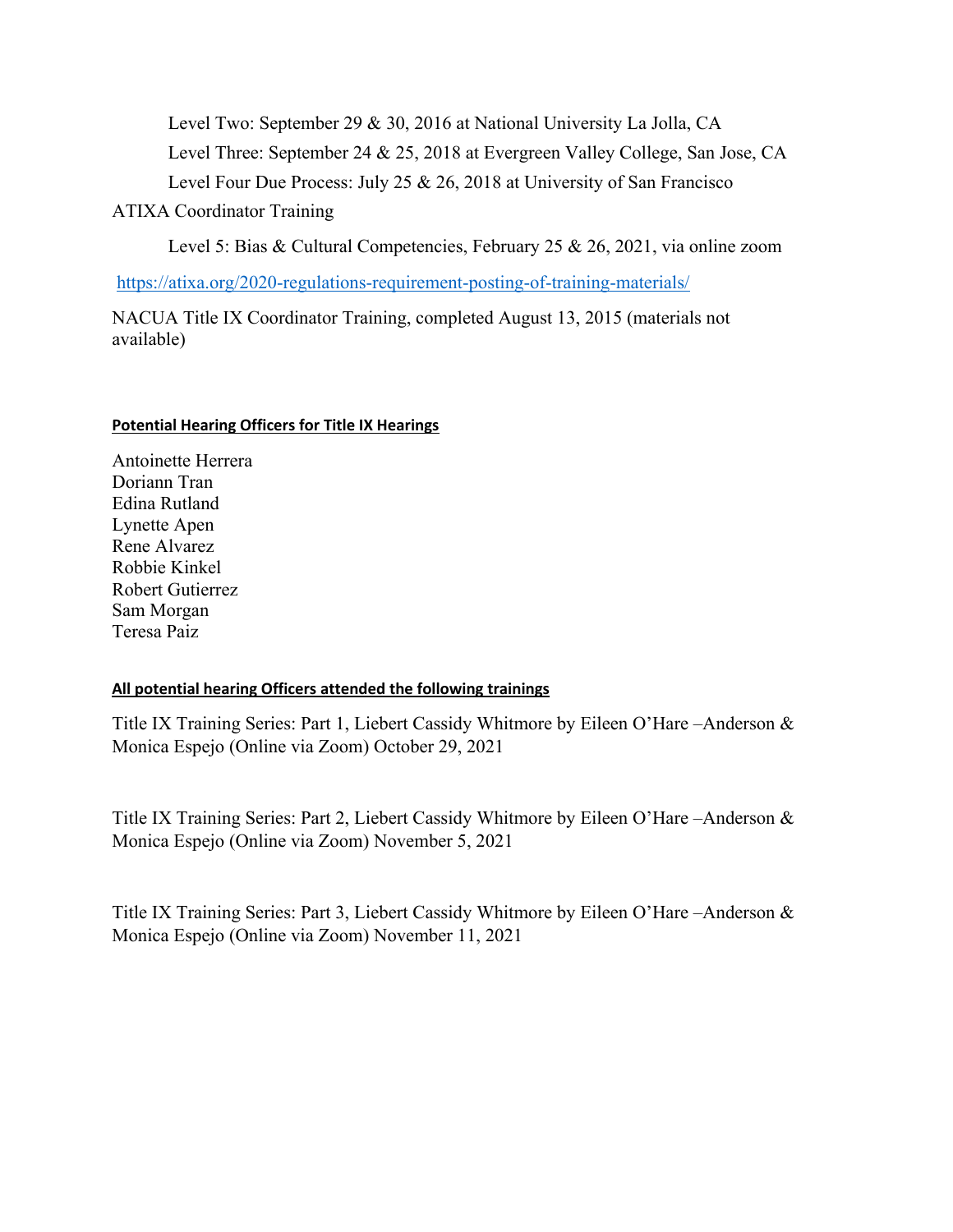Level Two: September 29 & 30, 2016 at National University La Jolla, CA

Level Three: September 24 & 25, 2018 at Evergreen Valley College, San Jose, CA

Level Four Due Process: July 25 & 26, 2018 at University of San Francisco

ATIXA Coordinator Training

Level 5: Bias & Cultural Competencies, February 25 & 26, 2021, via online zoom

https://atixa.org/2020-regulations-requirement-posting-of-training-materials/

NACUA Title IX Coordinator Training, completed August 13, 2015 (materials not available)

**Potential Hearing Officers for Title IX Hearings**

Antoinette Herrera
Doriann Tran
Edina Rutland
Lynette Apen
Rene Alvarez
Robbie Kinkel
Robert Gutierrez
Sam Morgan
Teresa Paiz

**All potential hearing Officers attended the following trainings**

Title IX Training Series: Part 1, Liebert Cassidy Whitmore by Eileen O'Hare –Anderson & Monica Espejo (Online via Zoom) October 29, 2021

Title IX Training Series: Part 2, Liebert Cassidy Whitmore by Eileen O'Hare –Anderson & Monica Espejo (Online via Zoom) November 5, 2021

Title IX Training Series: Part 3, Liebert Cassidy Whitmore by Eileen O'Hare –Anderson & Monica Espejo (Online via Zoom) November 11, 2021